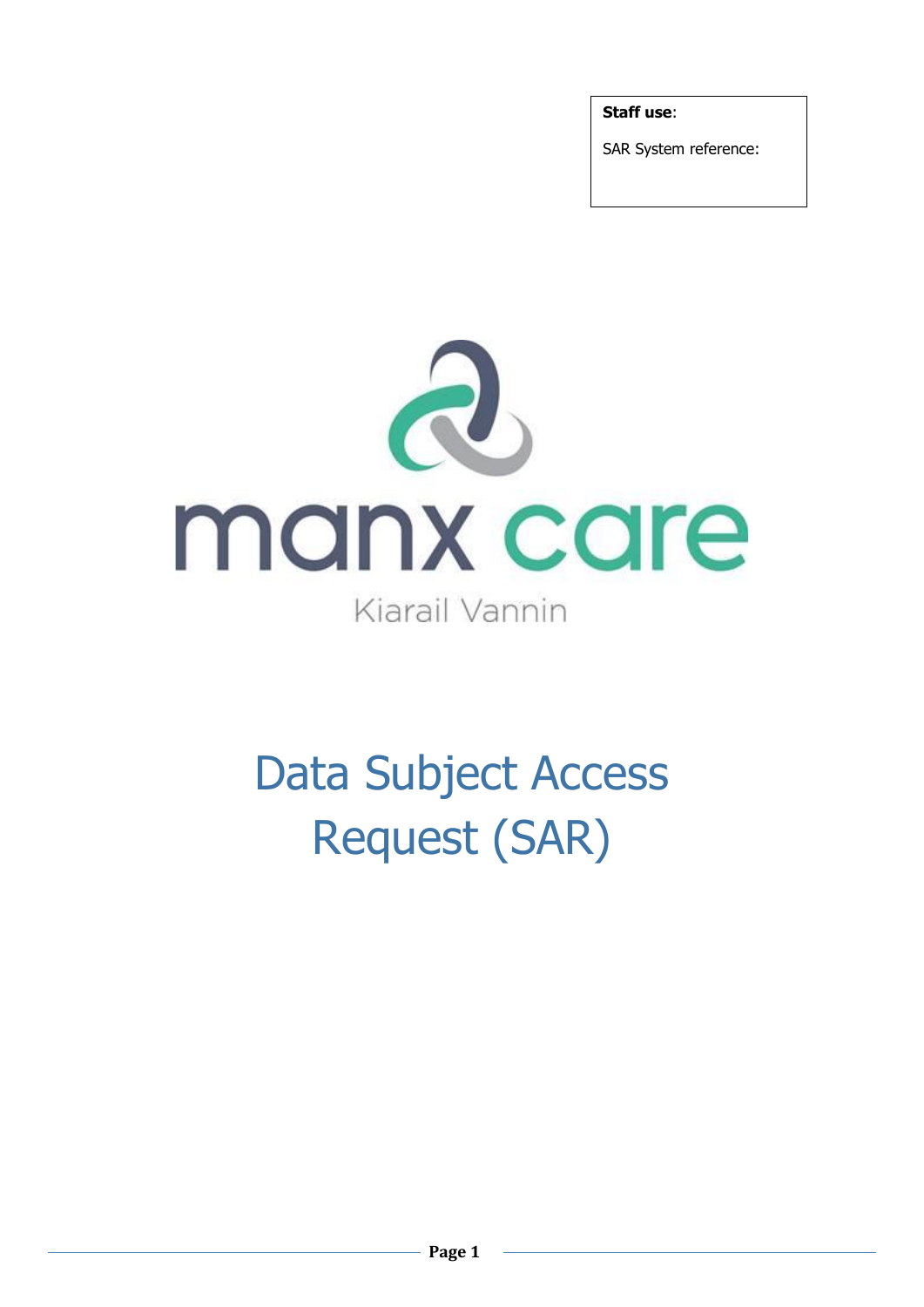**Staff use**:

SAR System reference:

manx care

Kiarail Vannin

# Data Subject Access Request (SAR)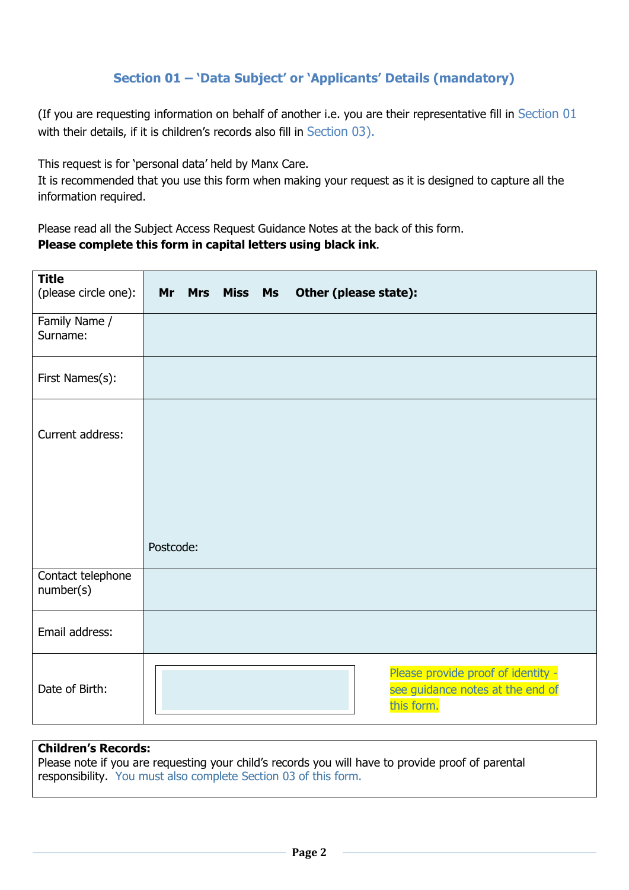## Section 01 – 'Data Subject' or 'Applicants' Details (mandatory)

(If you are requesting information on behalf of another i.e. you are their representative fill in Section 01 with their details, if it is children's records also fill in Section 03).

This request is for 'personal data' held by Manx Care.
It is recommended that you use this form when making your request as it is designed to capture all the information required.

Please read all the Subject Access Request Guidance Notes at the back of this form.
**Please complete this form in capital letters using black ink**.

| **Title** (please circle one): | **Mr Mrs Miss Ms Other (please state):** | |
|---|---|---|
| Family Name / Surname: | | |
| First Names(s): | | |
| Current address: | Postcode: | |
| Contact telephone number(s) | | |
| Email address: | | |
| Date of Birth: | | Please provide proof of identity - see guidance notes at the end of this form. |

**Children's Records:**
Please note if you are requesting your child's records you will have to provide proof of parental responsibility. You must also complete Section 03 of this form.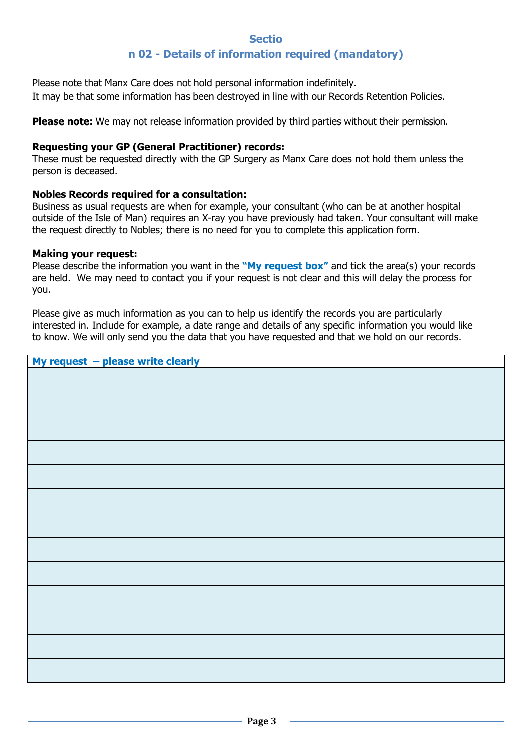## Sectio
## n 02 - Details of information required (mandatory)

Please note that Manx Care does not hold personal information indefinitely.
It may be that some information has been destroyed in line with our Records Retention Policies.

**Please note:** We may not release information provided by third parties without their permission.

**Requesting your GP (General Practitioner) records:**
These must be requested directly with the GP Surgery as Manx Care does not hold them unless the person is deceased.

**Nobles Records required for a consultation:**
Business as usual requests are when for example, your consultant (who can be at another hospital outside of the Isle of Man) requires an X-ray you have previously had taken. Your consultant will make the request directly to Nobles; there is no need for you to complete this application form.

**Making your request:**
Please describe the information you want in the **"My request box"** and tick the area(s) your records are held. We may need to contact you if your request is not clear and this will delay the process for you.

Please give as much information as you can to help us identify the records you are particularly interested in. Include for example, a date range and details of any specific information you would like to know. We will only send you the data that you have requested and that we hold on our records.

| My request – please write clearly |
|---|
| |
| |
| |
| |
| |
| |
| |
| |
| |
| |
| |
| |
| |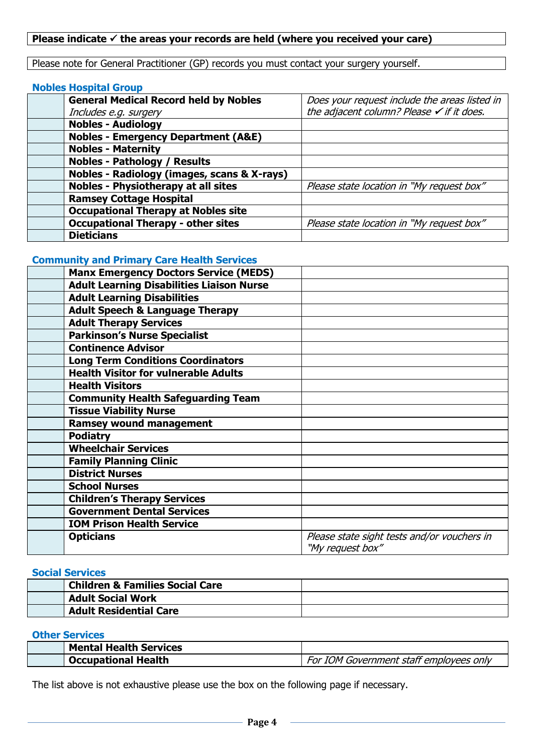**Please indicate ✓ the areas your records are held (where you received your care)**

Please note for General Practitioner (GP) records you must contact your surgery yourself.

### Nobles Hospital Group

| | | |
|---|---|---|
| | **General Medical Record held by Nobles** *Includes e.g. surgery* | *Does your request include the areas listed in the adjacent column? Please ✓ if it does.* |
| | **Nobles - Audiology** | |
| | **Nobles - Emergency Department (A&E)** | |
| | **Nobles - Maternity** | |
| | **Nobles - Pathology / Results** | |
| | **Nobles - Radiology (images, scans & X-rays)** | |
| | **Nobles - Physiotherapy at all sites** | *Please state location in "My request box"* |
| | **Ramsey Cottage Hospital** | |
| | **Occupational Therapy at Nobles site** | |
| | **Occupational Therapy - other sites** | *Please state location in "My request box"* |
| | **Dieticians** | |

### Community and Primary Care Health Services

| | | |
|---|---|---|
| | **Manx Emergency Doctors Service (MEDS)** | |
| | **Adult Learning Disabilities Liaison Nurse** | |
| | **Adult Learning Disabilities** | |
| | **Adult Speech & Language Therapy** | |
| | **Adult Therapy Services** | |
| | **Parkinson's Nurse Specialist** | |
| | **Continence Advisor** | |
| | **Long Term Conditions Coordinators** | |
| | **Health Visitor for vulnerable Adults** | |
| | **Health Visitors** | |
| | **Community Health Safeguarding Team** | |
| | **Tissue Viability Nurse** | |
| | **Ramsey wound management** | |
| | **Podiatry** | |
| | **Wheelchair Services** | |
| | **Family Planning Clinic** | |
| | **District Nurses** | |
| | **School Nurses** | |
| | **Children's Therapy Services** | |
| | **Government Dental Services** | |
| | **IOM Prison Health Service** | |
| | **Opticians** | *Please state sight tests and/or vouchers in "My request box"* |

### Social Services

| | | |
|---|---|---|
| | **Children & Families Social Care** | |
| | **Adult Social Work** | |
| | **Adult Residential Care** | |

### Other Services

| | | |
|---|---|---|
| | **Mental Health Services** | |
| | **Occupational Health** | *For IOM Government staff employees only* |

The list above is not exhaustive please use the box on the following page if necessary.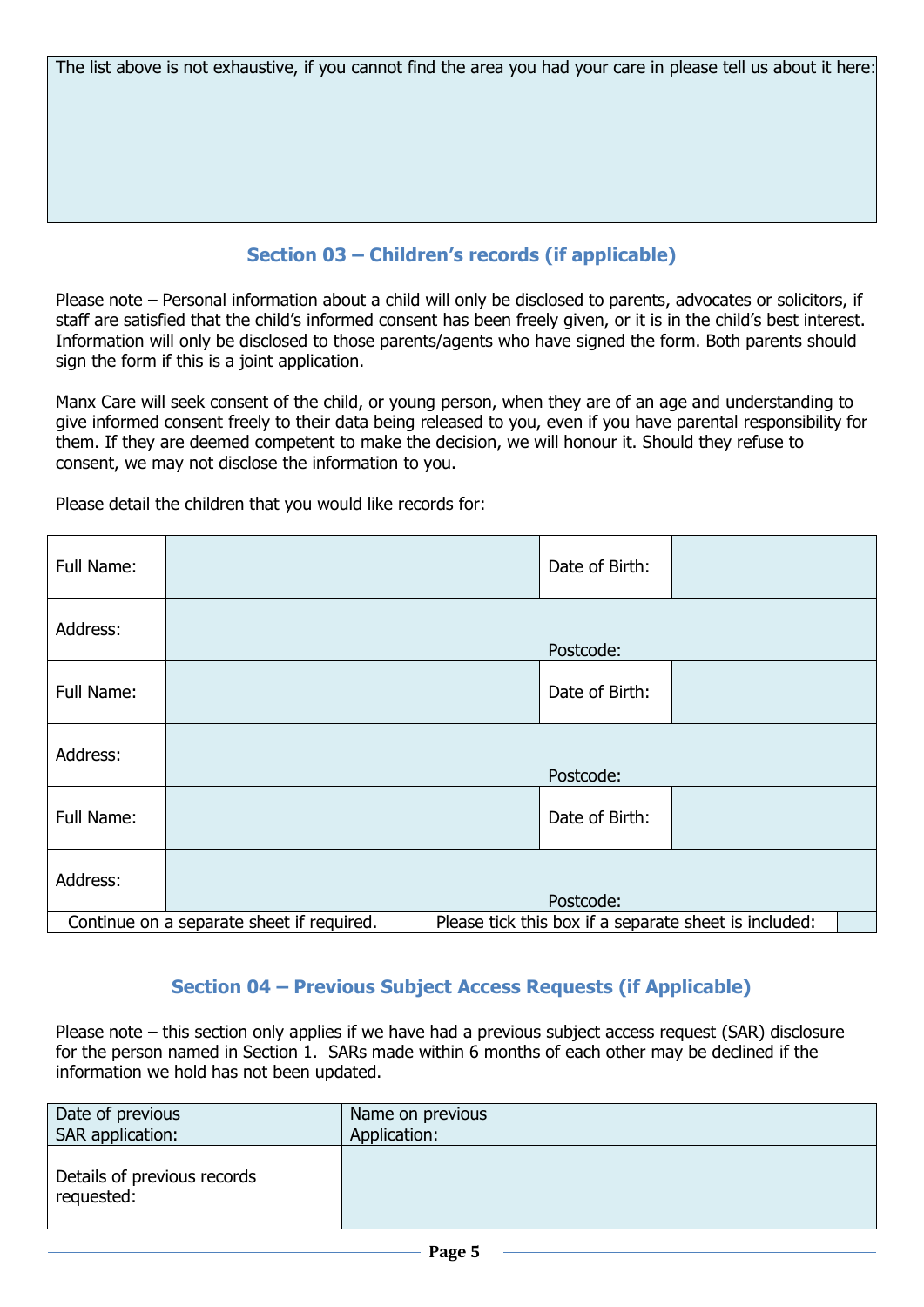| The list above is not exhaustive, if you cannot find the area you had your care in please tell us about it here: |
| --- |
| |

## Section 03 – Children's records (if applicable)

Please note – Personal information about a child will only be disclosed to parents, advocates or solicitors, if staff are satisfied that the child's informed consent has been freely given, or it is in the child's best interest. Information will only be disclosed to those parents/agents who have signed the form. Both parents should sign the form if this is a joint application.

Manx Care will seek consent of the child, or young person, when they are of an age and understanding to give informed consent freely to their data being released to you, even if you have parental responsibility for them. If they are deemed competent to make the decision, we will honour it. Should they refuse to consent, we may not disclose the information to you.

Please detail the children that you would like records for:

| Full Name: | | Date of Birth: | |
| --- | --- | --- | --- |
| Address: | | Postcode: | |
| Full Name: | | Date of Birth: | |
| Address: | | Postcode: | |
| Full Name: | | Date of Birth: | |
| Address: | | Postcode: | |
| Continue on a separate sheet if required. | | Please tick this box if a separate sheet is included: | |

## Section 04 – Previous Subject Access Requests (if Applicable)

Please note – this section only applies if we have had a previous subject access request (SAR) disclosure for the person named in Section 1. SARs made within 6 months of each other may be declined if the information we hold has not been updated.

| Date of previous SAR application: | Name on previous Application: |
| --- | --- |
| Details of previous records requested: | |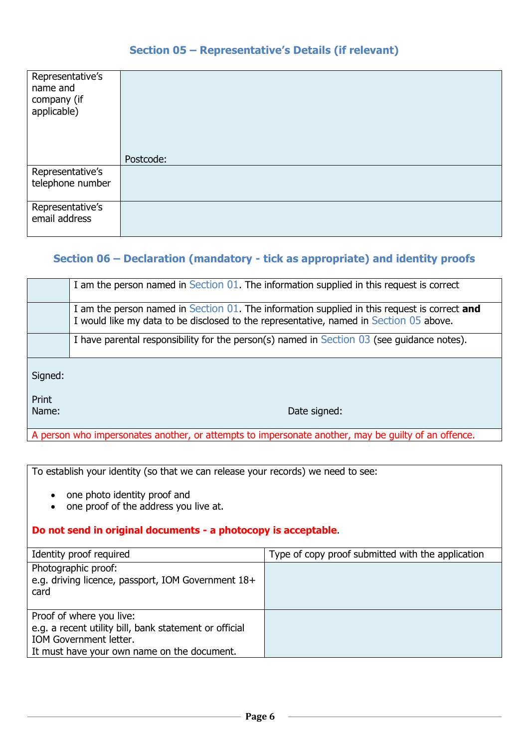## Section 05 – Representative's Details (if relevant)

| | |
|---|---|
| Representative's name and company (if applicable) | Postcode: |
| Representative's telephone number | |
| Representative's email address | |

## Section 06 – Declaration (mandatory - tick as appropriate) and identity proofs

| | |
|---|---|
| | I am the person named in Section 01. The information supplied in this request is correct |
| | I am the person named in Section 01. The information supplied in this request is correct **and** I would like my data to be disclosed to the representative, named in Section 05 above. |
| | I have parental responsibility for the person(s) named in Section 03 (see guidance notes). |

Signed:

Print Name: Date signed:

A person who impersonates another, or attempts to impersonate another, may be guilty of an offence.

To establish your identity (so that we can release your records) we need to see:

- one photo identity proof and
- one proof of the address you live at.

**Do not send in original documents - a photocopy is acceptable**.

| Identity proof required | Type of copy proof submitted with the application |
|---|---|
| Photographic proof:<br>e.g. driving licence, passport, IOM Government 18+ card | |
| Proof of where you live:<br>e.g. a recent utility bill, bank statement or official IOM Government letter.<br>It must have your own name on the document. | |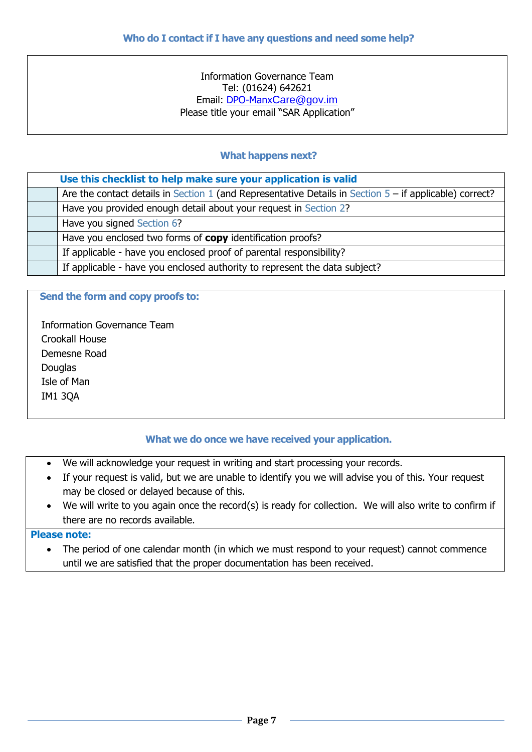## Who do I contact if I have any questions and need some help?

Information Governance Team
Tel: (01624) 642621
Email: DPO-ManxCare@gov.im
Please title your email "SAR Application"

## What happens next?

| | Use this checklist to help make sure your application is valid |
|---|---|
| | Are the contact details in Section 1 (and Representative Details in Section 5 – if applicable) correct? |
| | Have you provided enough detail about your request in Section 2? |
| | Have you signed Section 6? |
| | Have you enclosed two forms of **copy** identification proofs? |
| | If applicable - have you enclosed proof of parental responsibility? |
| | If applicable - have you enclosed authority to represent the data subject? |

**Send the form and copy proofs to:**

Information Governance Team
Crookall House
Demesne Road
Douglas
Isle of Man
IM1 3QA

## What we do once we have received your application.

- We will acknowledge your request in writing and start processing your records.
- If your request is valid, but we are unable to identify you we will advise you of this. Your request may be closed or delayed because of this.
- We will write to you again once the record(s) is ready for collection. We will also write to confirm if there are no records available.

**Please note:**

- The period of one calendar month (in which we must respond to your request) cannot commence until we are satisfied that the proper documentation has been received.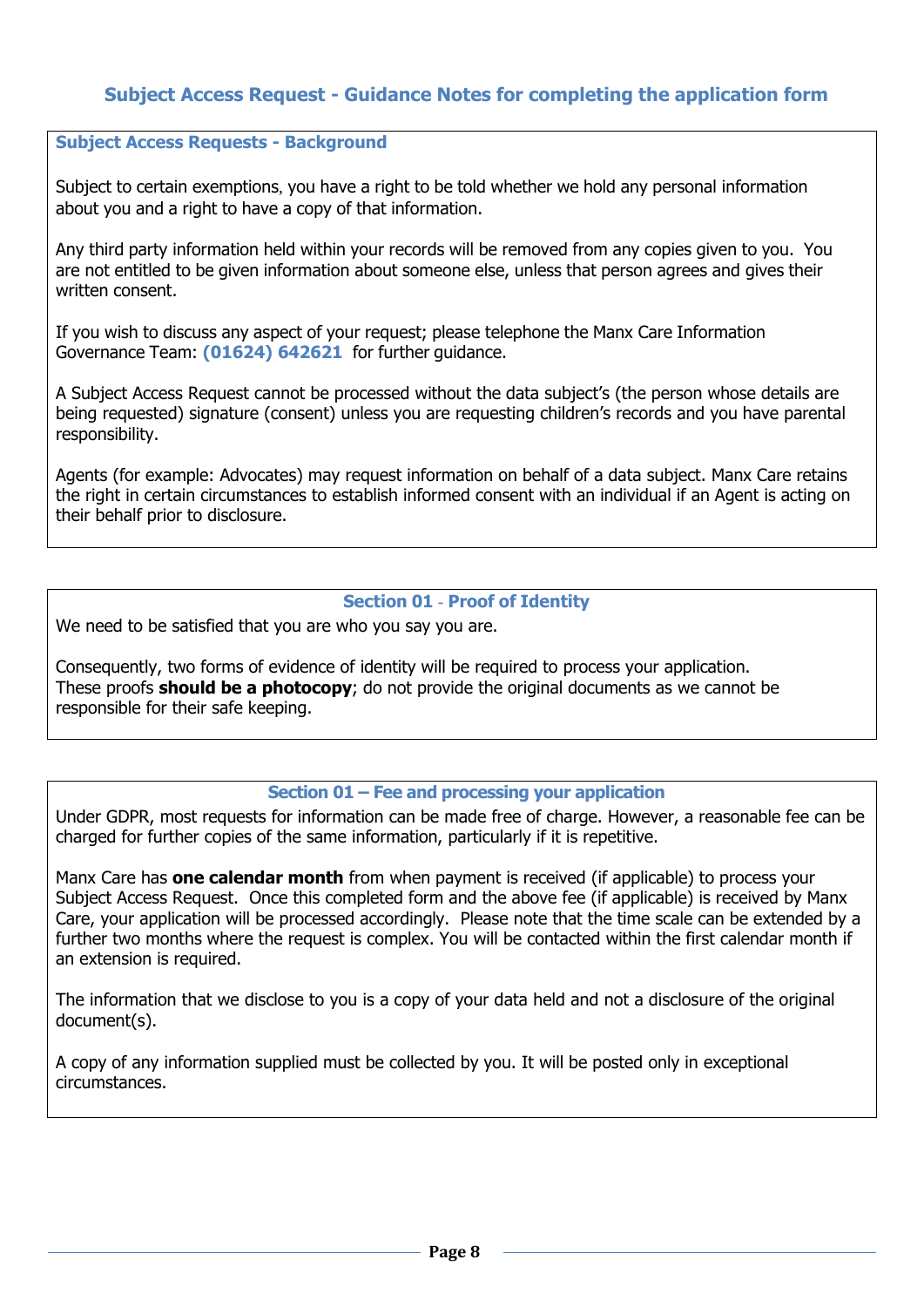## Subject Access Request - Guidance Notes for completing the application form

### Subject Access Requests - Background

Subject to certain exemptions, you have a right to be told whether we hold any personal information about you and a right to have a copy of that information.

Any third party information held within your records will be removed from any copies given to you. You are not entitled to be given information about someone else, unless that person agrees and gives their written consent.

If you wish to discuss any aspect of your request; please telephone the Manx Care Information Governance Team: **(01624) 642621** for further guidance.

A Subject Access Request cannot be processed without the data subject's (the person whose details are being requested) signature (consent) unless you are requesting children's records and you have parental responsibility.

Agents (for example: Advocates) may request information on behalf of a data subject. Manx Care retains the right in certain circumstances to establish informed consent with an individual if an Agent is acting on their behalf prior to disclosure.

### Section 01 - Proof of Identity

We need to be satisfied that you are who you say you are.

Consequently, two forms of evidence of identity will be required to process your application. These proofs **should be a photocopy**; do not provide the original documents as we cannot be responsible for their safe keeping.

### Section 01 – Fee and processing your application

Under GDPR, most requests for information can be made free of charge. However, a reasonable fee can be charged for further copies of the same information, particularly if it is repetitive.

Manx Care has **one calendar month** from when payment is received (if applicable) to process your Subject Access Request. Once this completed form and the above fee (if applicable) is received by Manx Care, your application will be processed accordingly. Please note that the time scale can be extended by a further two months where the request is complex. You will be contacted within the first calendar month if an extension is required.

The information that we disclose to you is a copy of your data held and not a disclosure of the original document(s).

A copy of any information supplied must be collected by you. It will be posted only in exceptional circumstances.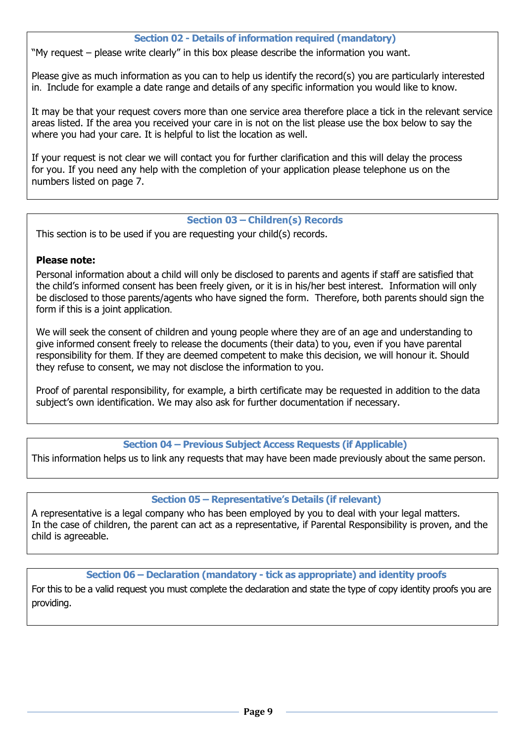## Section 02 - Details of information required (mandatory)

"My request – please write clearly" in this box please describe the information you want.

Please give as much information as you can to help us identify the record(s) you are particularly interested in. Include for example a date range and details of any specific information you would like to know.

It may be that your request covers more than one service area therefore place a tick in the relevant service areas listed. If the area you received your care in is not on the list please use the box below to say the where you had your care. It is helpful to list the location as well.

If your request is not clear we will contact you for further clarification and this will delay the process for you. If you need any help with the completion of your application please telephone us on the numbers listed on page 7.

## Section 03 – Children(s) Records

This section is to be used if you are requesting your child(s) records.

**Please note:**

Personal information about a child will only be disclosed to parents and agents if staff are satisfied that the child's informed consent has been freely given, or it is in his/her best interest. Information will only be disclosed to those parents/agents who have signed the form. Therefore, both parents should sign the form if this is a joint application.

We will seek the consent of children and young people where they are of an age and understanding to give informed consent freely to release the documents (their data) to you, even if you have parental responsibility for them. If they are deemed competent to make this decision, we will honour it. Should they refuse to consent, we may not disclose the information to you.

Proof of parental responsibility, for example, a birth certificate may be requested in addition to the data subject's own identification. We may also ask for further documentation if necessary.

## Section 04 – Previous Subject Access Requests (if Applicable)

This information helps us to link any requests that may have been made previously about the same person.

## Section 05 – Representative's Details (if relevant)

A representative is a legal company who has been employed by you to deal with your legal matters. In the case of children, the parent can act as a representative, if Parental Responsibility is proven, and the child is agreeable.

## Section 06 – Declaration (mandatory - tick as appropriate) and identity proofs

For this to be a valid request you must complete the declaration and state the type of copy identity proofs you are providing.